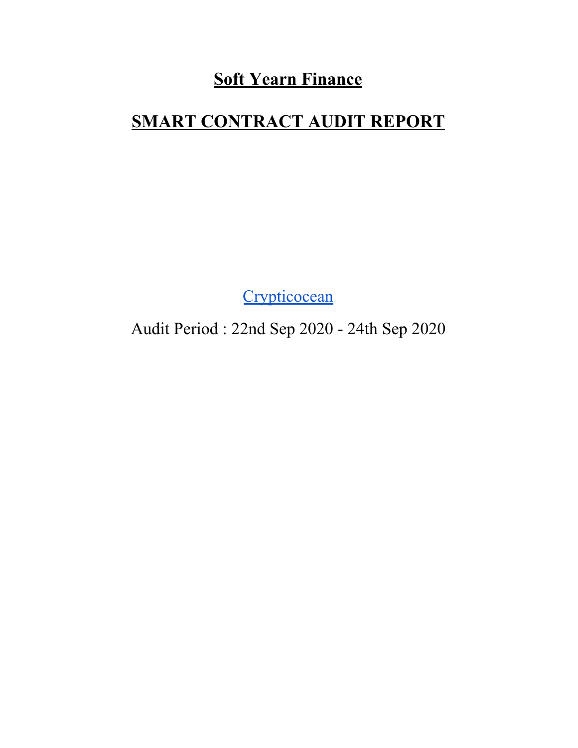# Soft Yearn Finance

# SMART CONTRACT AUDIT REPORT

Crypticocean

Audit Period : 22nd Sep 2020 - 24th Sep 2020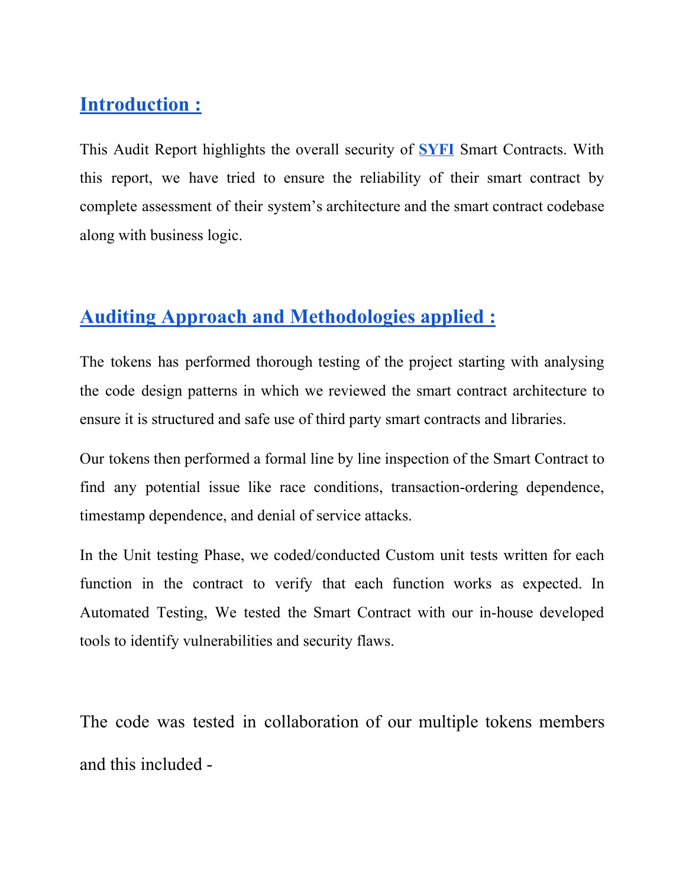## Introduction :

This Audit Report highlights the overall security of **SYFI** Smart Contracts. With this report, we have tried to ensure the reliability of their smart contract by complete assessment of their system's architecture and the smart contract codebase along with business logic.

## Auditing Approach and Methodologies applied :

The tokens has performed thorough testing of the project starting with analysing the code design patterns in which we reviewed the smart contract architecture to ensure it is structured and safe use of third party smart contracts and libraries.

Our tokens then performed a formal line by line inspection of the Smart Contract to find any potential issue like race conditions, transaction-ordering dependence, timestamp dependence, and denial of service attacks.

In the Unit testing Phase, we coded/conducted Custom unit tests written for each function in the contract to verify that each function works as expected. In Automated Testing, We tested the Smart Contract with our in-house developed tools to identify vulnerabilities and security flaws.

The code was tested in collaboration of our multiple tokens members and this included -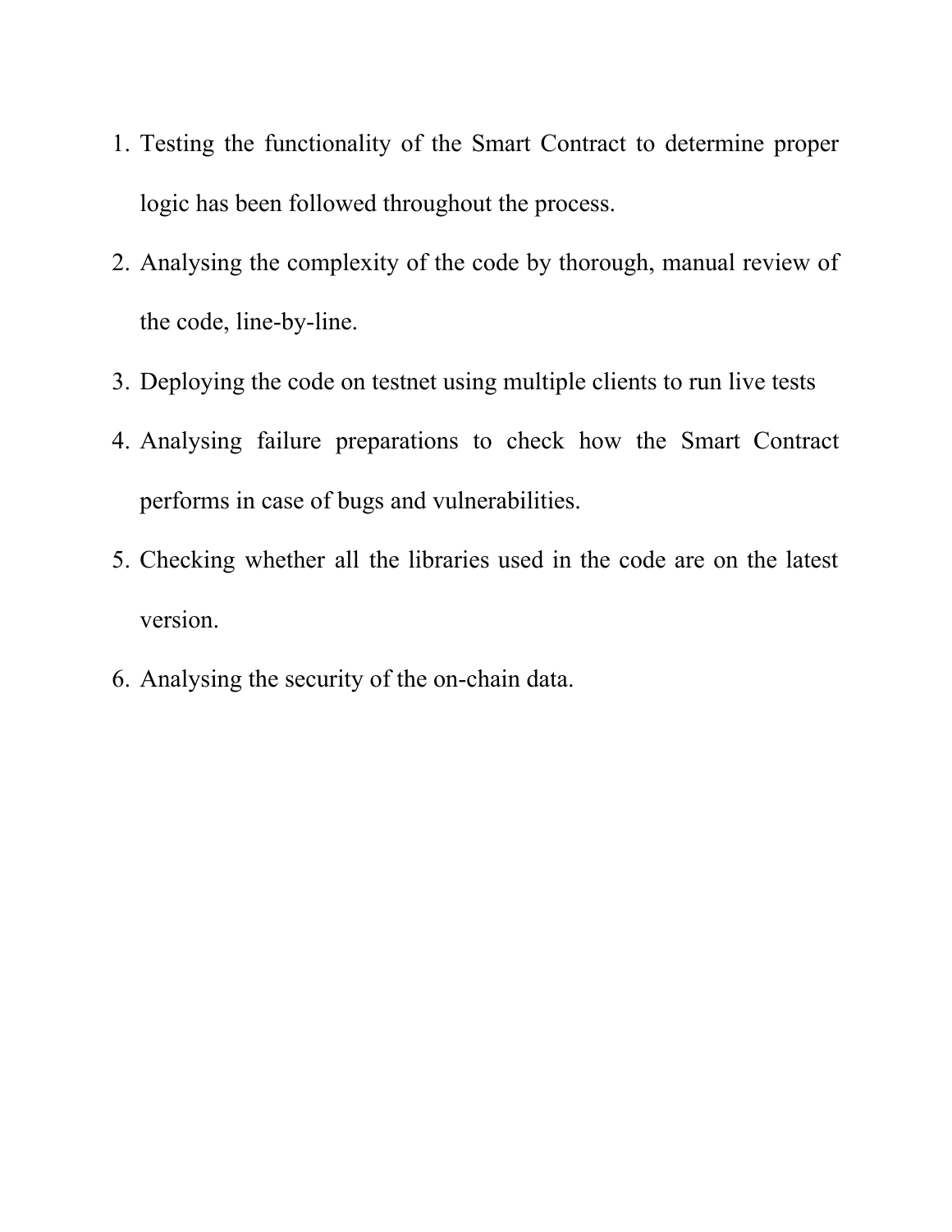1. Testing the functionality of the Smart Contract to determine proper logic has been followed throughout the process.
2. Analysing the complexity of the code by thorough, manual review of the code, line-by-line.
3. Deploying the code on testnet using multiple clients to run live tests
4. Analysing failure preparations to check how the Smart Contract performs in case of bugs and vulnerabilities.
5. Checking whether all the libraries used in the code are on the latest version.
6. Analysing the security of the on-chain data.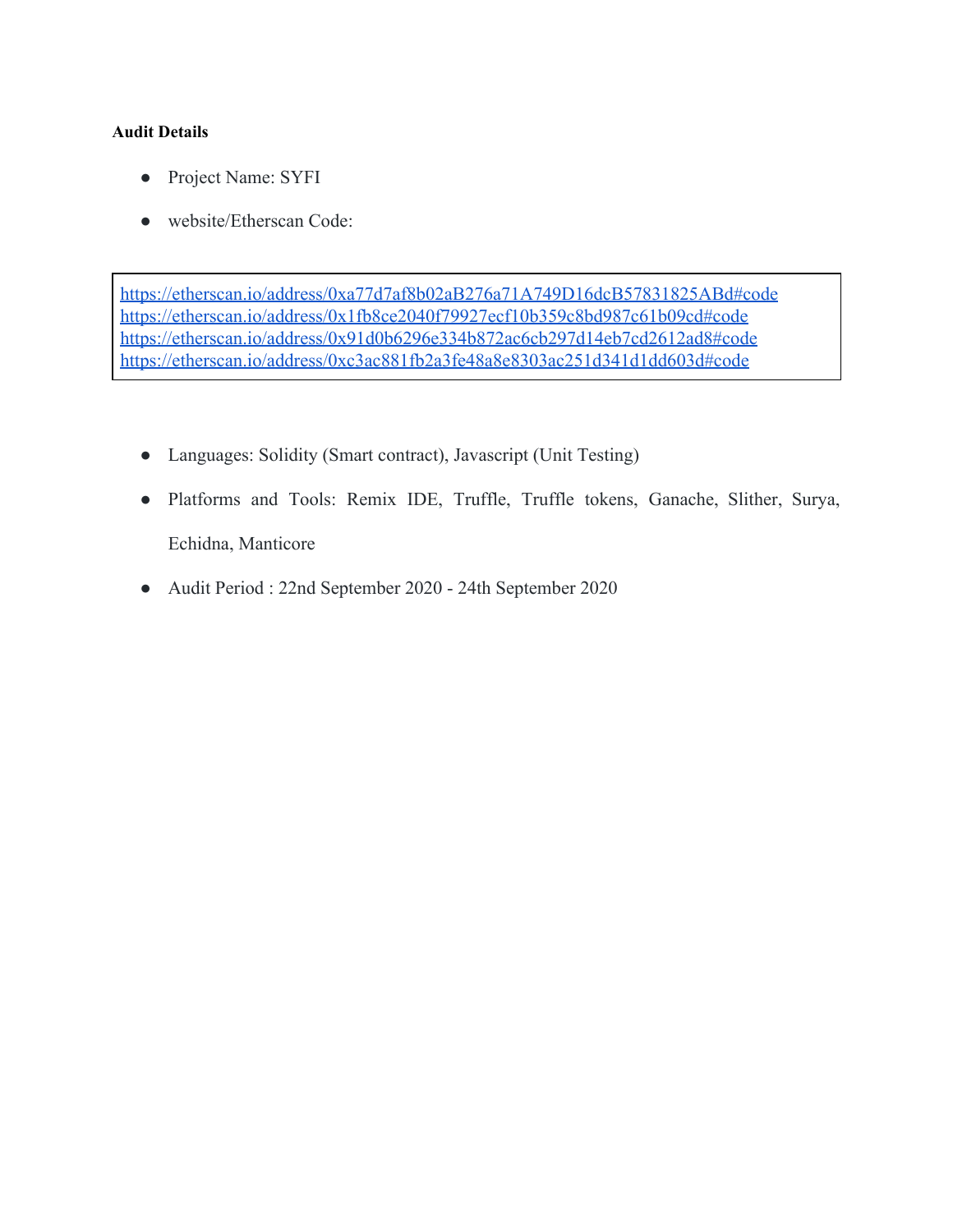**Audit Details**

- Project Name: SYFI
- website/Etherscan Code:

https://etherscan.io/address/0xa77d7af8b02aB276a71A749D16dcB57831825ABd#code
https://etherscan.io/address/0x1fb8ce2040f79927ecf10b359c8bd987c61b09cd#code
https://etherscan.io/address/0x91d0b6296e334b872ac6cb297d14eb7cd2612ad8#code
https://etherscan.io/address/0xc3ac881fb2a3fe48a8e8303ac251d341d1dd603d#code

- Languages: Solidity (Smart contract), Javascript (Unit Testing)
- Platforms and Tools: Remix IDE, Truffle, Truffle tokens, Ganache, Slither, Surya, Echidna, Manticore
- Audit Period : 22nd September 2020 - 24th September 2020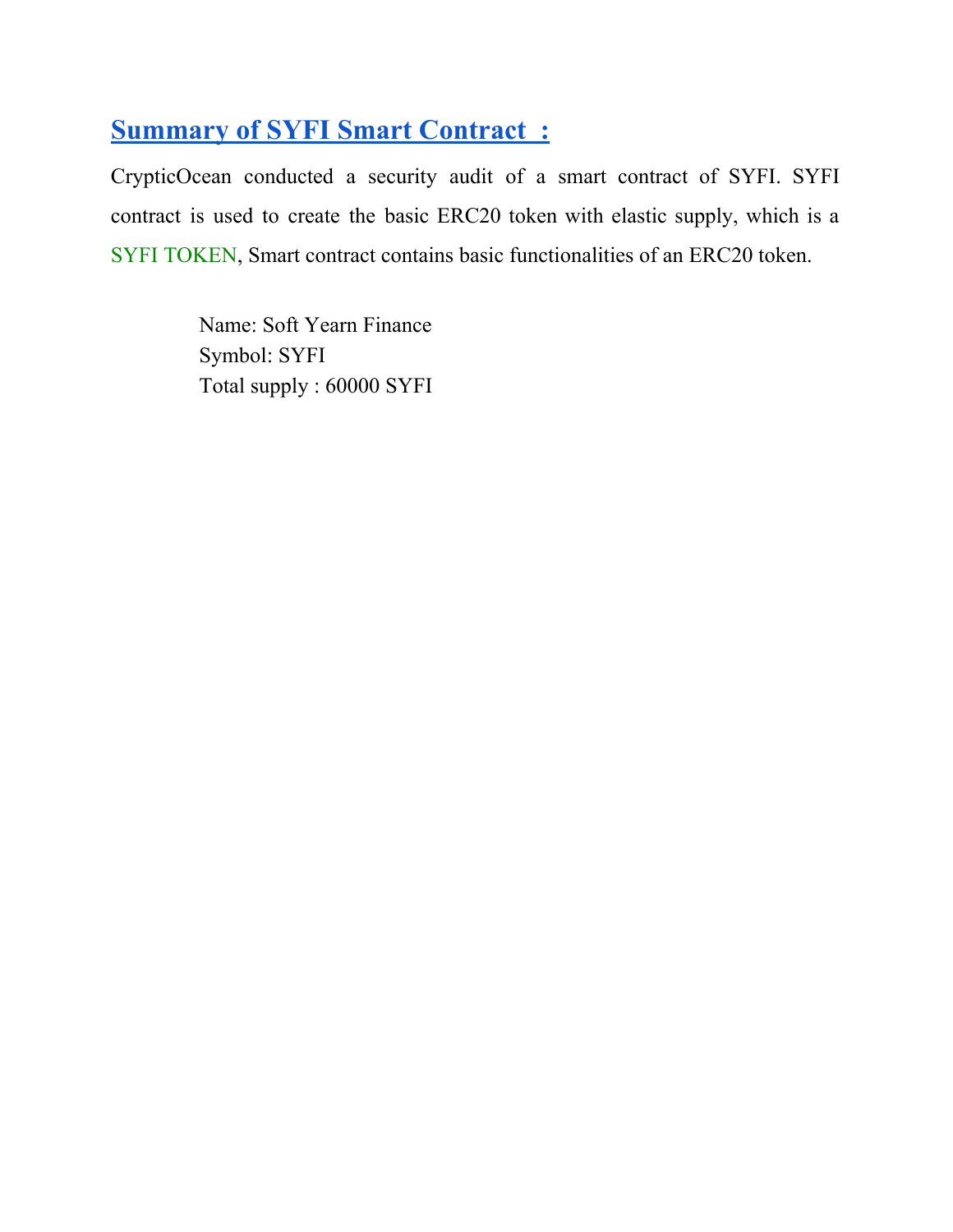## Summary of SYFI Smart Contract :

CrypticOcean conducted a security audit of a smart contract of SYFI. SYFI contract is used to create the basic ERC20 token with elastic supply, which is a SYFI TOKEN, Smart contract contains basic functionalities of an ERC20 token.

Name: Soft Yearn Finance
Symbol: SYFI
Total supply : 60000 SYFI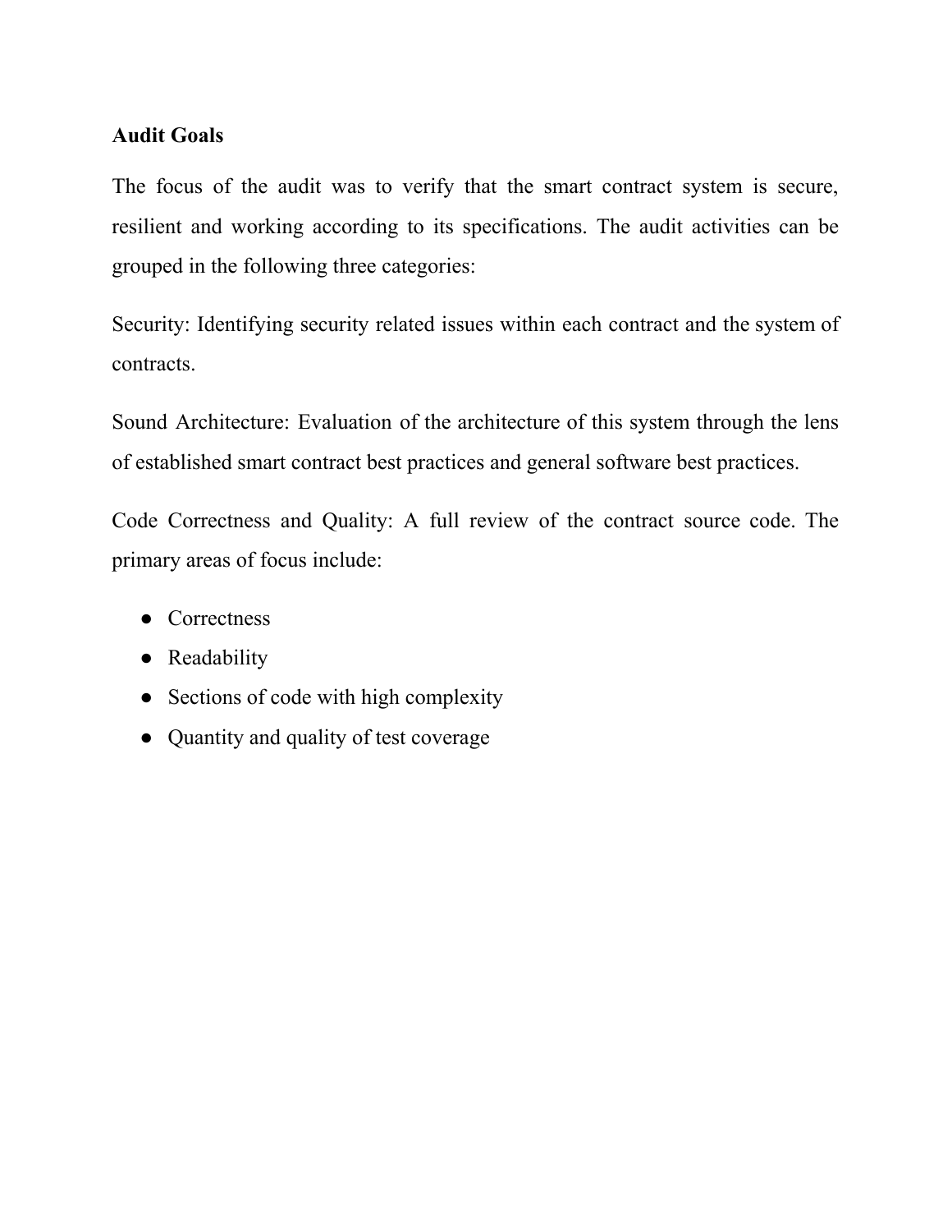## Audit Goals

The focus of the audit was to verify that the smart contract system is secure, resilient and working according to its specifications. The audit activities can be grouped in the following three categories:

Security: Identifying security related issues within each contract and the system of contracts.

Sound Architecture: Evaluation of the architecture of this system through the lens of established smart contract best practices and general software best practices.

Code Correctness and Quality: A full review of the contract source code. The primary areas of focus include:

- Correctness
- Readability
- Sections of code with high complexity
- Quantity and quality of test coverage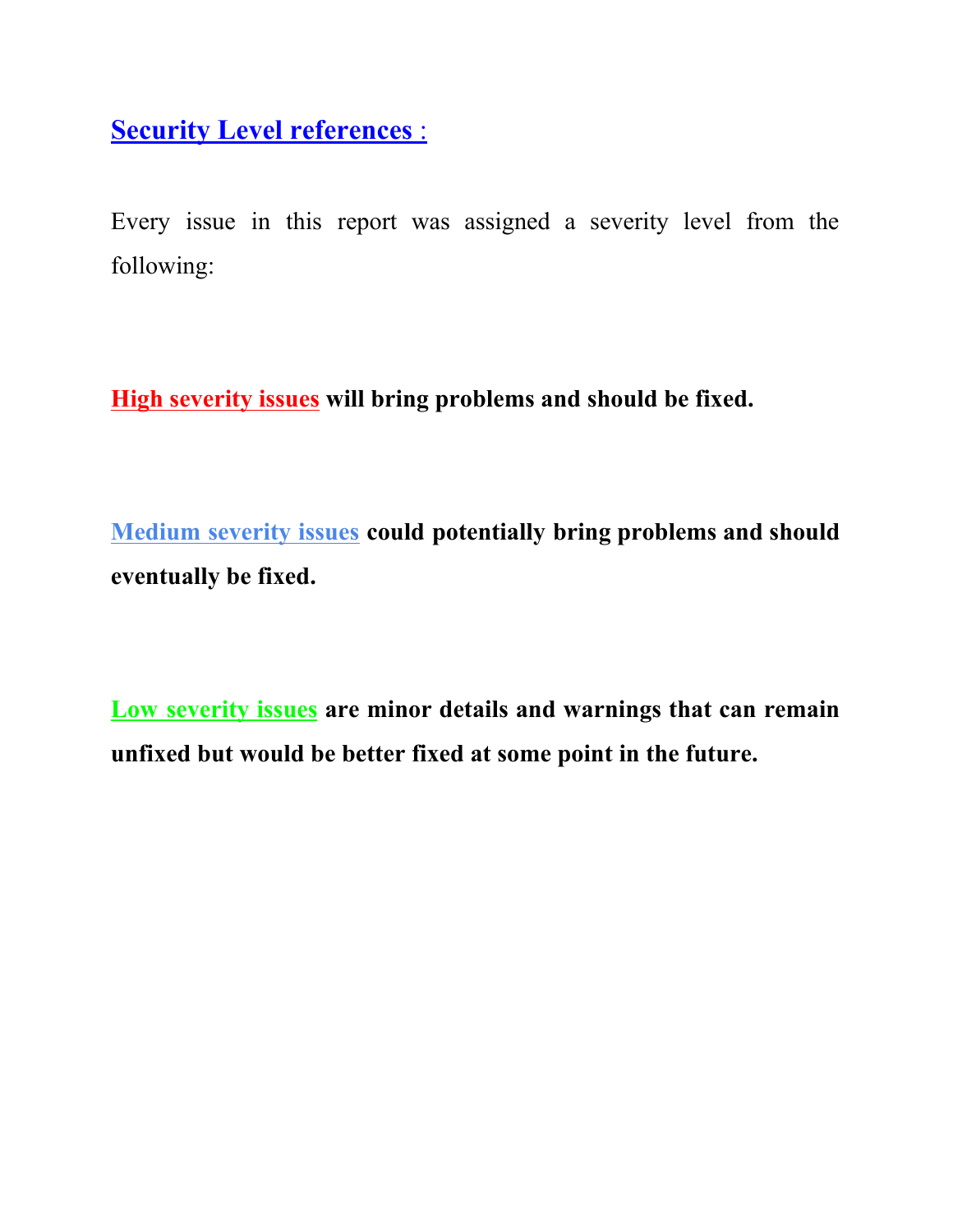## Security Level references :

Every issue in this report was assigned a severity level from the following:

**High severity issues will bring problems and should be fixed.**

**Medium severity issues could potentially bring problems and should eventually be fixed.**

**Low severity issues are minor details and warnings that can remain unfixed but would be better fixed at some point in the future.**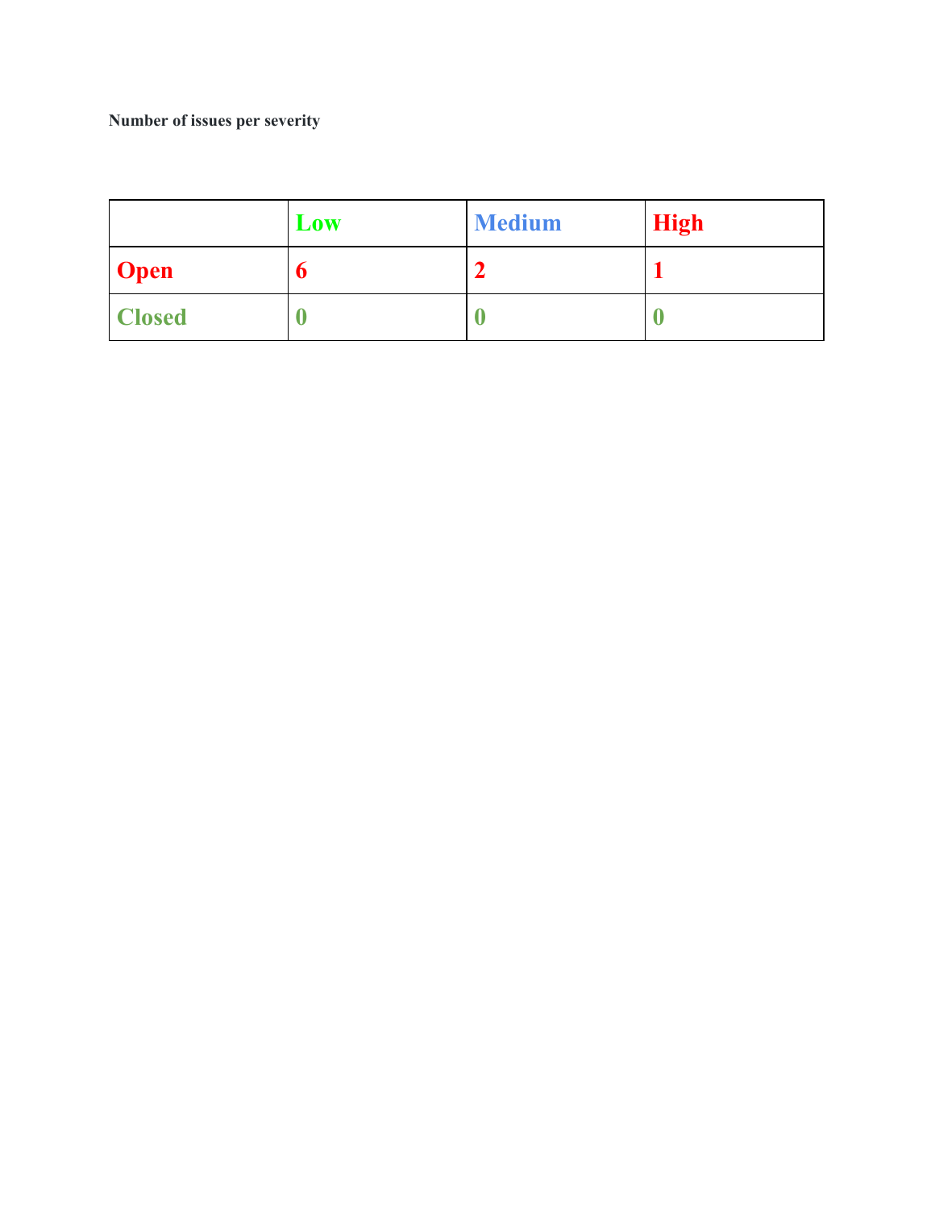**Number of issues per severity**

| | Low | Medium | High |
|---|---|---|---|
| **Open** | **6** | **2** | **1** |
| **Closed** | **0** | **0** | **0** |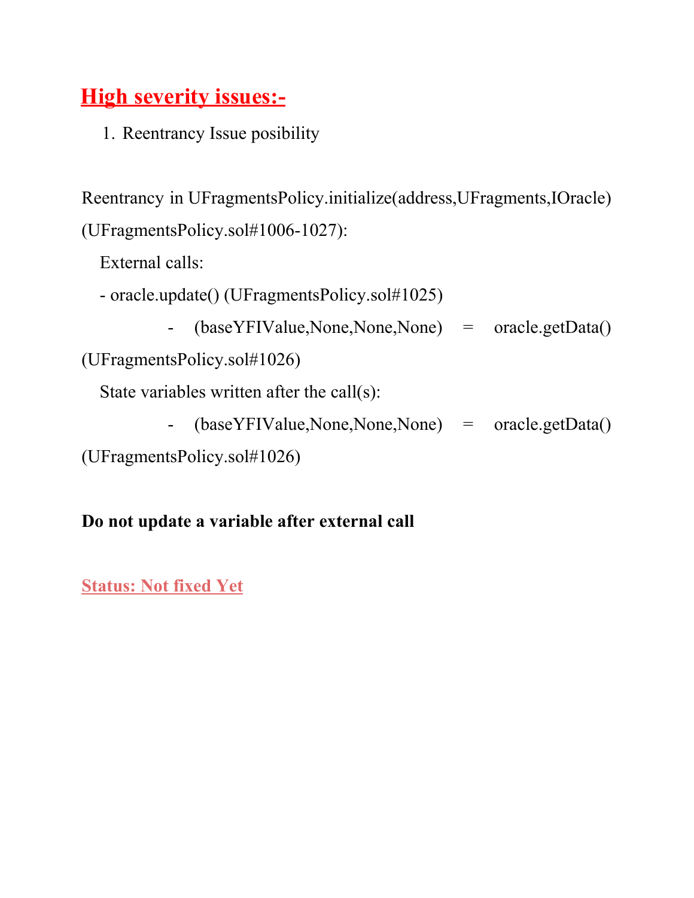## High severity issues:-

1. Reentrancy Issue posibility

Reentrancy in UFragmentsPolicy.initialize(address,UFragments,IOracle) (UFragmentsPolicy.sol#1006-1027):

External calls:

- oracle.update() (UFragmentsPolicy.sol#1025)
    - (baseYFIValue,None,None,None) = oracle.getData() (UFragmentsPolicy.sol#1026)

State variables written after the call(s):

- (baseYFIValue,None,None,None) = oracle.getData() (UFragmentsPolicy.sol#1026)

**Do not update a variable after external call**

**Status: Not fixed Yet**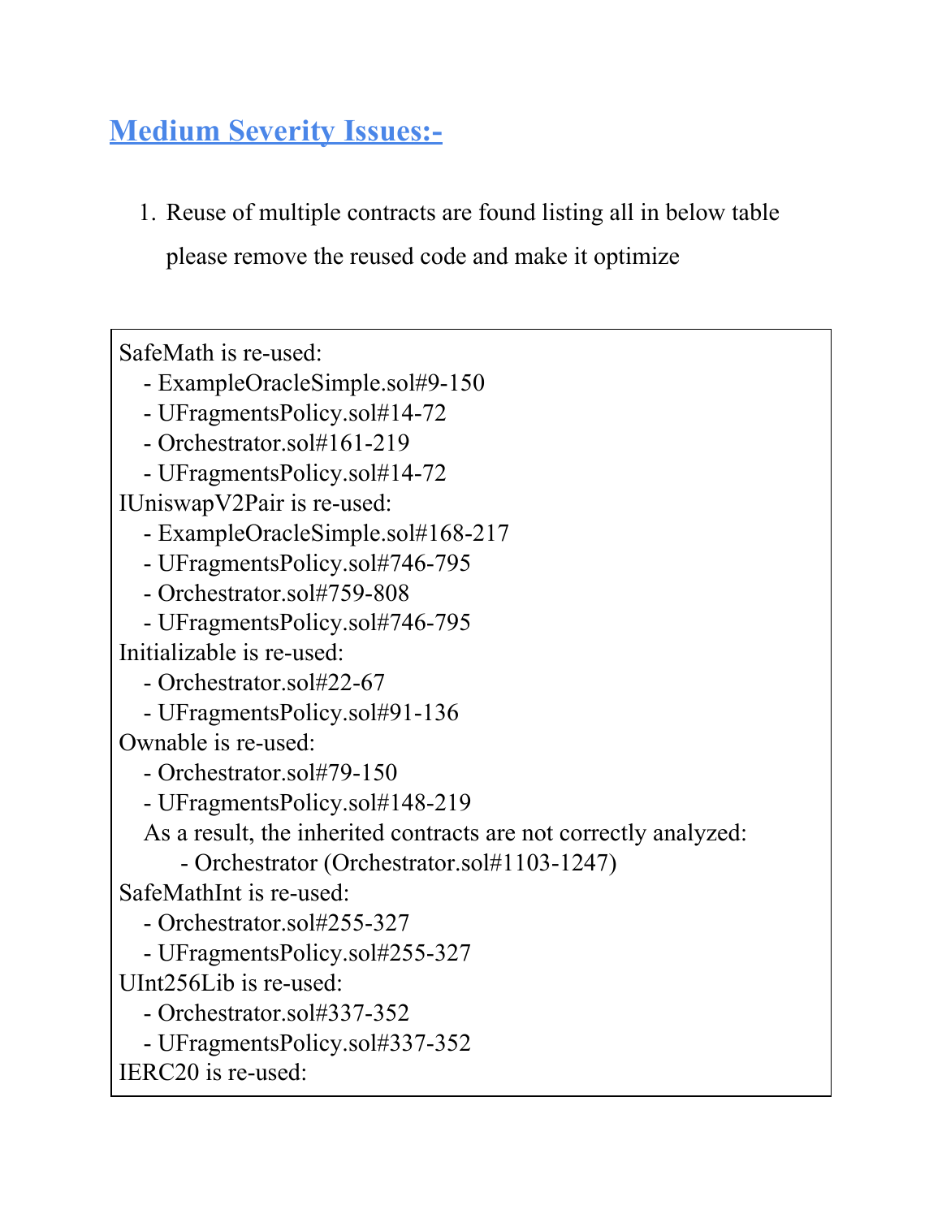## Medium Severity Issues:-

1. Reuse of multiple contracts are found listing all in below table please remove the reused code and make it optimize

```
SafeMath is re-used:
    - ExampleOracleSimple.sol#9-150
    - UFragmentsPolicy.sol#14-72
    - Orchestrator.sol#161-219
    - UFragmentsPolicy.sol#14-72
IUniswapV2Pair is re-used:
    - ExampleOracleSimple.sol#168-217
    - UFragmentsPolicy.sol#746-795
    - Orchestrator.sol#759-808
    - UFragmentsPolicy.sol#746-795
Initializable is re-used:
    - Orchestrator.sol#22-67
    - UFragmentsPolicy.sol#91-136
Ownable is re-used:
    - Orchestrator.sol#79-150
    - UFragmentsPolicy.sol#148-219
    As a result, the inherited contracts are not correctly analyzed:
        - Orchestrator (Orchestrator.sol#1103-1247)
SafeMathInt is re-used:
    - Orchestrator.sol#255-327
    - UFragmentsPolicy.sol#255-327
UInt256Lib is re-used:
    - Orchestrator.sol#337-352
    - UFragmentsPolicy.sol#337-352
IERC20 is re-used:
```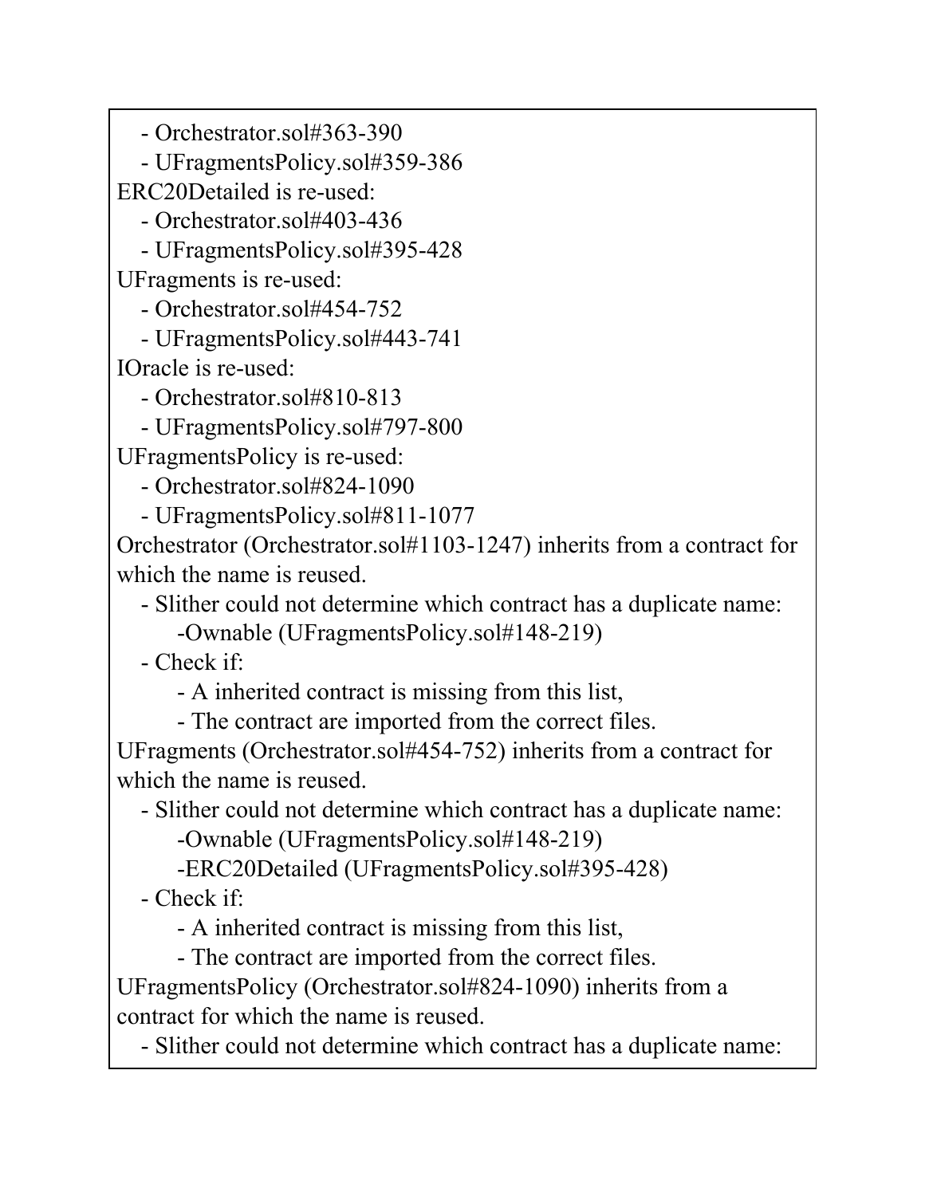```
   - Orchestrator.sol#363-390
   - UFragmentsPolicy.sol#359-386
ERC20Detailed is re-used:
   - Orchestrator.sol#403-436
   - UFragmentsPolicy.sol#395-428
UFragments is re-used:
   - Orchestrator.sol#454-752
   - UFragmentsPolicy.sol#443-741
IOracle is re-used:
   - Orchestrator.sol#810-813
   - UFragmentsPolicy.sol#797-800
UFragmentsPolicy is re-used:
   - Orchestrator.sol#824-1090
   - UFragmentsPolicy.sol#811-1077
Orchestrator (Orchestrator.sol#1103-1247) inherits from a contract for which the name is reused.
   - Slither could not determine which contract has a duplicate name:
        -Ownable (UFragmentsPolicy.sol#148-219)
   - Check if:
        - A inherited contract is missing from this list,
        - The contract are imported from the correct files.
UFragments (Orchestrator.sol#454-752) inherits from a contract for which the name is reused.
   - Slither could not determine which contract has a duplicate name:
        -Ownable (UFragmentsPolicy.sol#148-219)
        -ERC20Detailed (UFragmentsPolicy.sol#395-428)
   - Check if:
        - A inherited contract is missing from this list,
        - The contract are imported from the correct files.
UFragmentsPolicy (Orchestrator.sol#824-1090) inherits from a contract for which the name is reused.
   - Slither could not determine which contract has a duplicate name:
```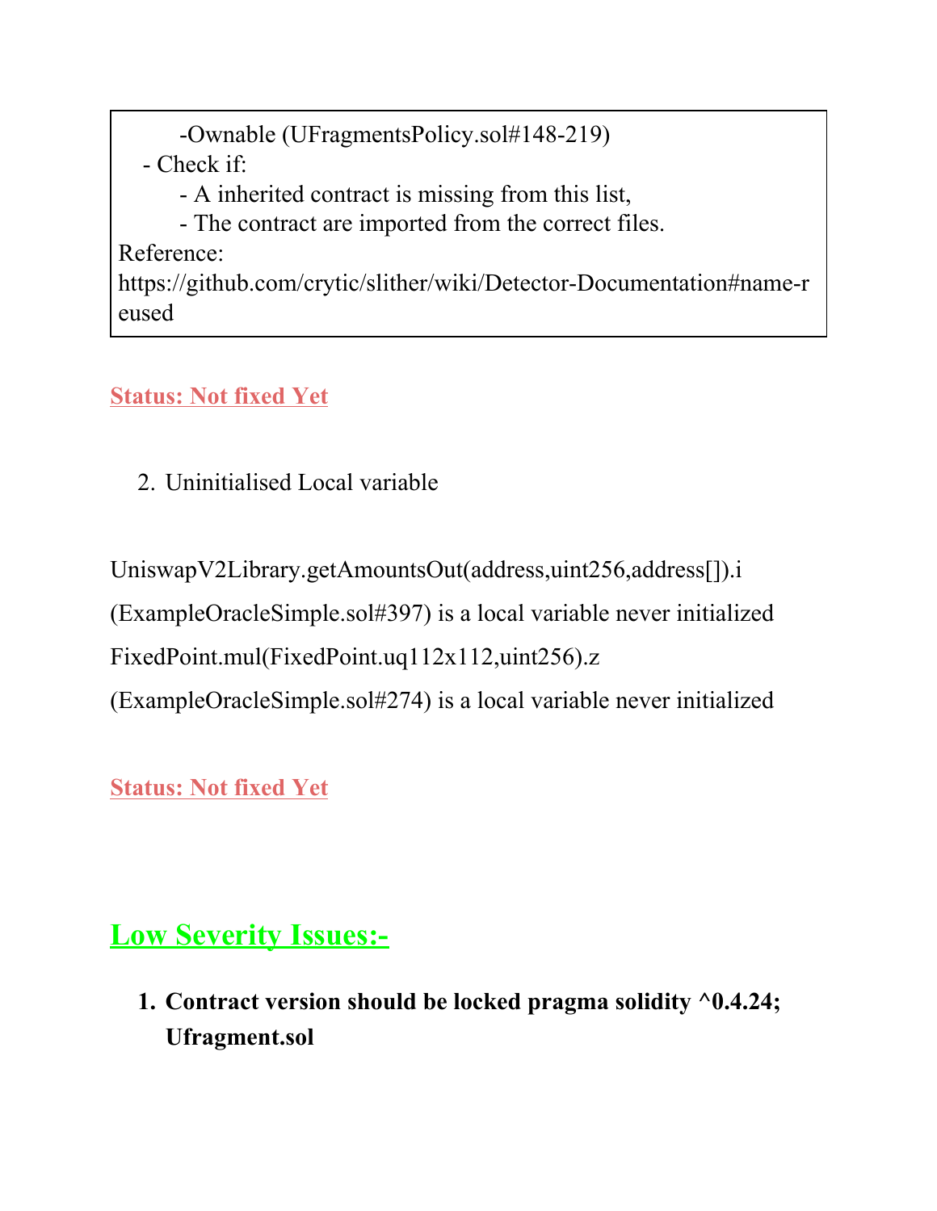```
        -Ownable (UFragmentsPolicy.sol#148-219)
    - Check if:
        - A inherited contract is missing from this list,
        - The contract are imported from the correct files.
Reference:
https://github.com/crytic/slither/wiki/Detector-Documentation#name-reused
```

**Status: Not fixed Yet**

2. Uninitialised Local variable

UniswapV2Library.getAmountsOut(address,uint256,address[]).i (ExampleOracleSimple.sol#397) is a local variable never initialized
FixedPoint.mul(FixedPoint.uq112x112,uint256).z (ExampleOracleSimple.sol#274) is a local variable never initialized

**Status: Not fixed Yet**

## Low Severity Issues:-

1. **Contract version should be locked pragma solidity ^0.4.24; Ufragment.sol**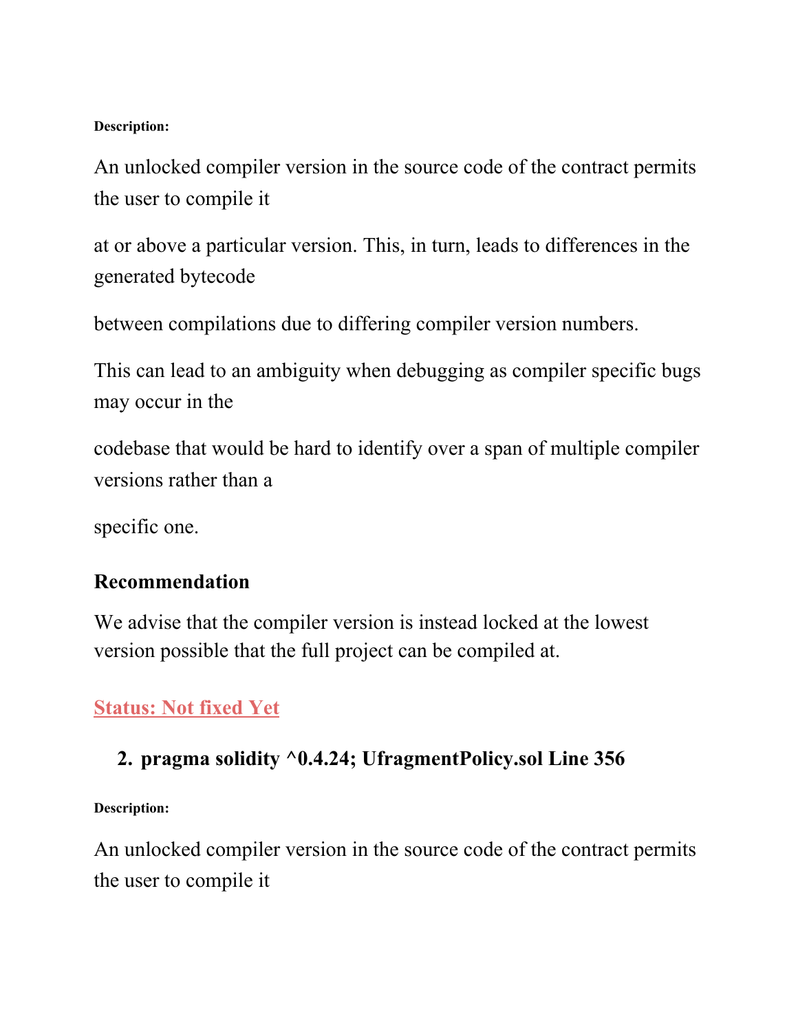**Description:**

An unlocked compiler version in the source code of the contract permits the user to compile it

at or above a particular version. This, in turn, leads to differences in the generated bytecode

between compilations due to differing compiler version numbers.

This can lead to an ambiguity when debugging as compiler specific bugs may occur in the

codebase that would be hard to identify over a span of multiple compiler versions rather than a

specific one.

### Recommendation

We advise that the compiler version is instead locked at the lowest version possible that the full project can be compiled at.

**Status: Not fixed Yet**

2. **pragma solidity ^0.4.24; UfragmentPolicy.sol Line 356**

**Description:**

An unlocked compiler version in the source code of the contract permits the user to compile it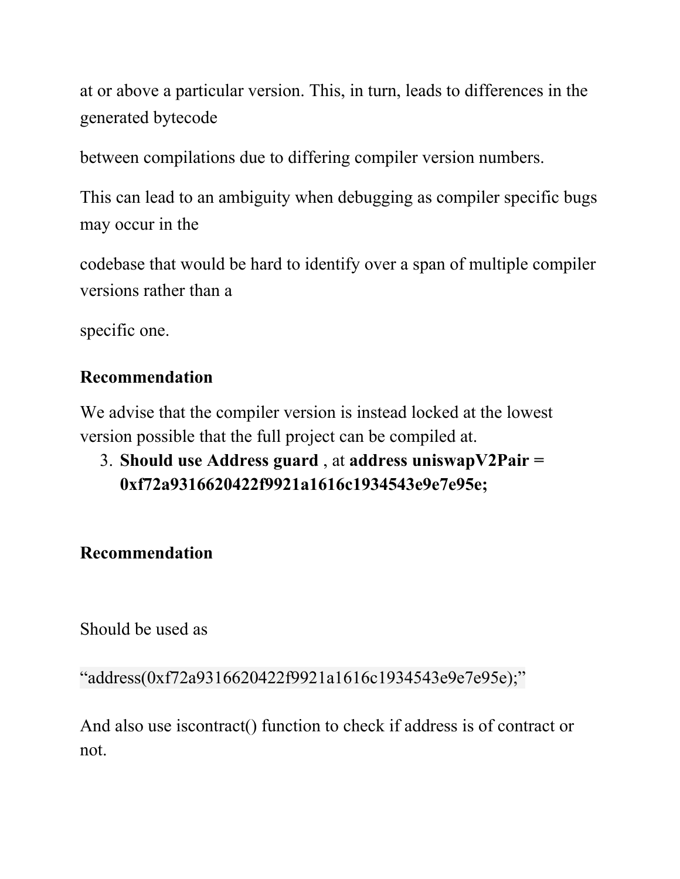at or above a particular version. This, in turn, leads to differences in the generated bytecode

between compilations due to differing compiler version numbers.

This can lead to an ambiguity when debugging as compiler specific bugs may occur in the

codebase that would be hard to identify over a span of multiple compiler versions rather than a

specific one.

**Recommendation**

We advise that the compiler version is instead locked at the lowest version possible that the full project can be compiled at.

3. **Should use Address guard** , at **address uniswapV2Pair = 0xf72a9316620422f9921a1616c1934543e9e7e95e;**

**Recommendation**

Should be used as

`“address(0xf72a9316620422f9921a1616c1934543e9e7e95e);”`

And also use iscontract() function to check if address is of contract or not.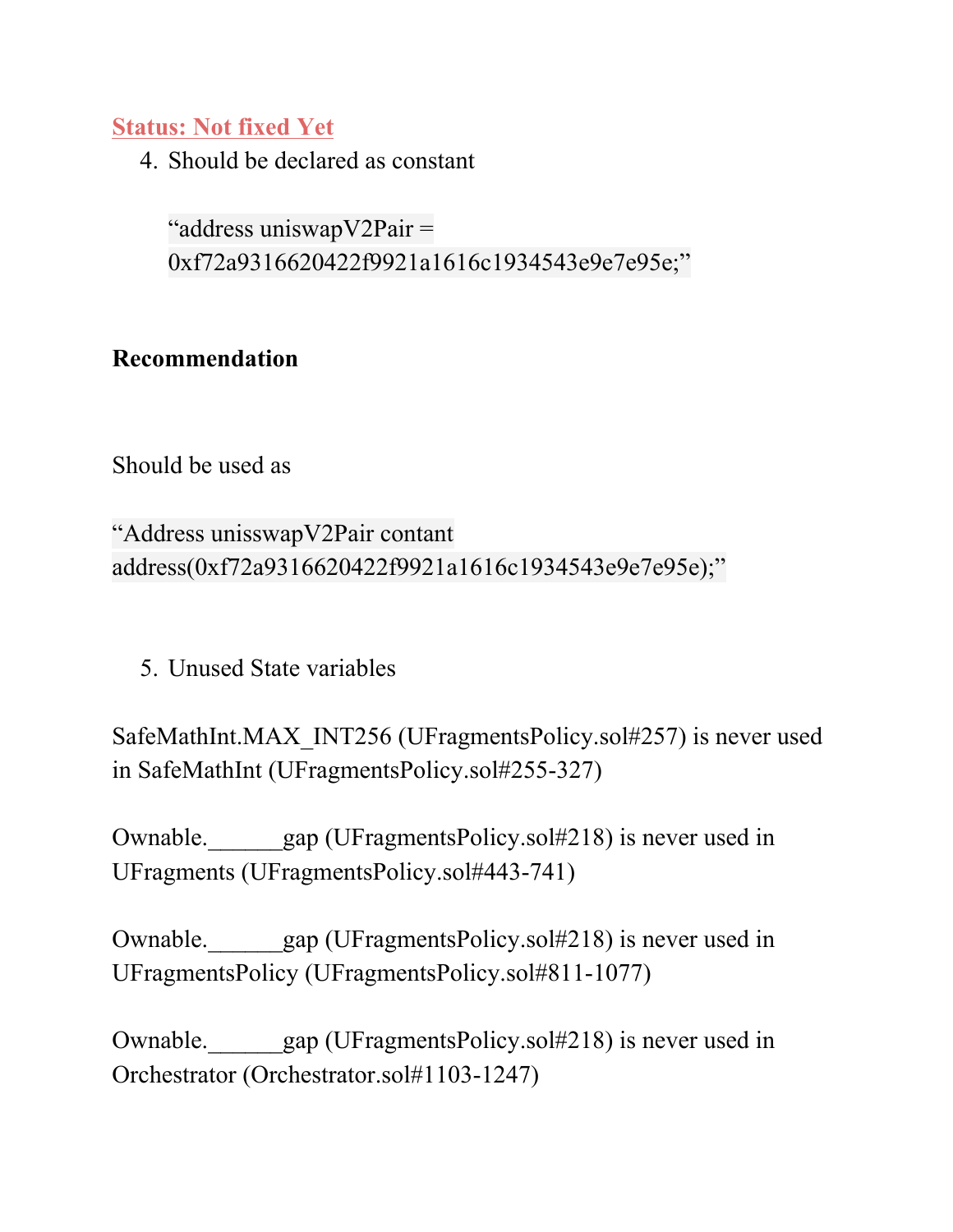**Status: Not fixed Yet**

4. Should be declared as constant

    “address uniswapV2Pair = 0xf72a9316620422f9921a1616c1934543e9e7e95e;”

**Recommendation**

Should be used as

“Address unisswapV2Pair contant address(0xf72a9316620422f9921a1616c1934543e9e7e95e);”

5. Unused State variables

SafeMathInt.MAX_INT256 (UFragmentsPolicy.sol#257) is never used in SafeMathInt (UFragmentsPolicy.sol#255-327)

Ownable.______gap (UFragmentsPolicy.sol#218) is never used in UFragments (UFragmentsPolicy.sol#443-741)

Ownable.______gap (UFragmentsPolicy.sol#218) is never used in UFragmentsPolicy (UFragmentsPolicy.sol#811-1077)

Ownable.______gap (UFragmentsPolicy.sol#218) is never used in Orchestrator (Orchestrator.sol#1103-1247)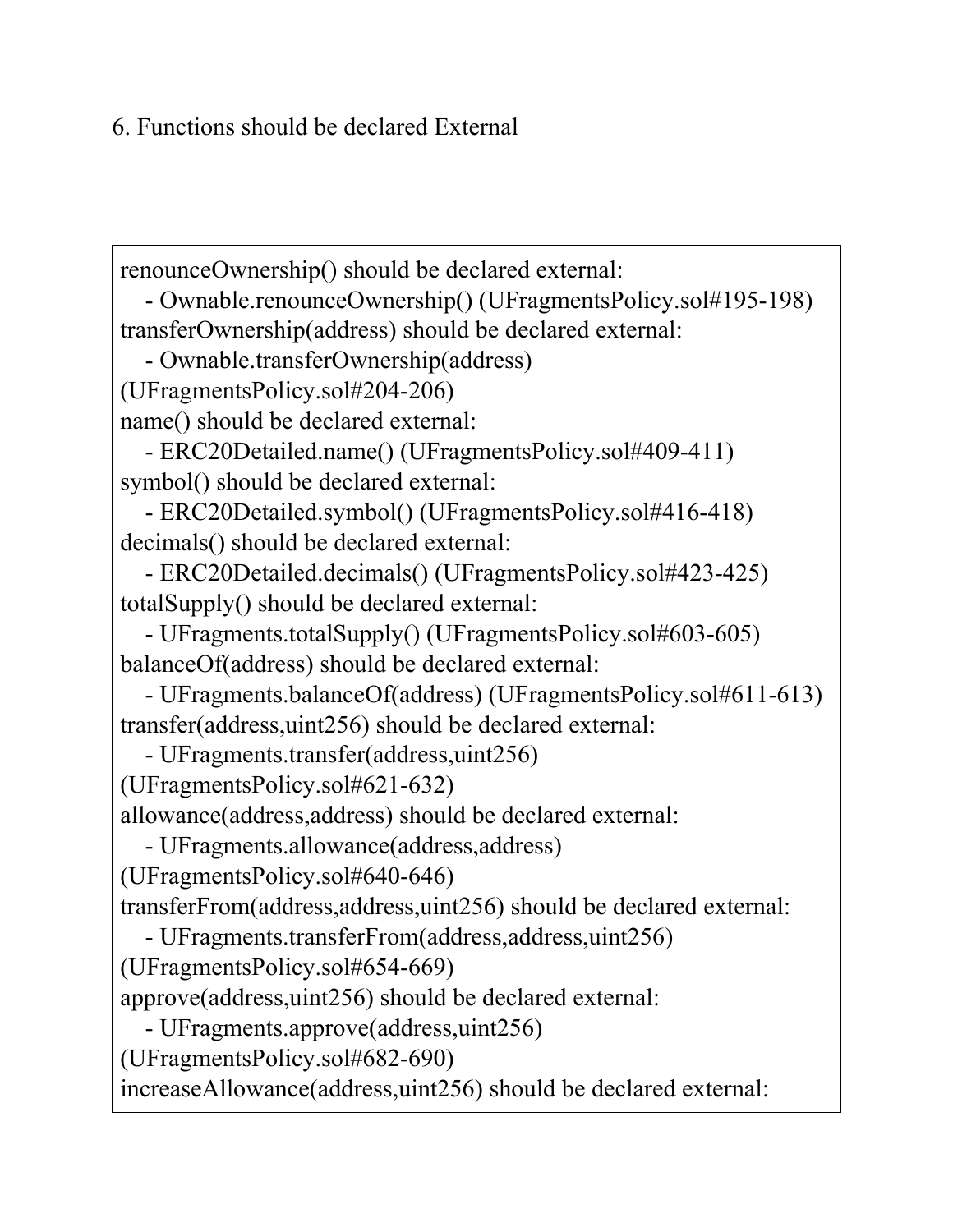6. Functions should be declared External

```
renounceOwnership() should be declared external:
    - Ownable.renounceOwnership() (UFragmentsPolicy.sol#195-198)
transferOwnership(address) should be declared external:
    - Ownable.transferOwnership(address)
(UFragmentsPolicy.sol#204-206)
name() should be declared external:
    - ERC20Detailed.name() (UFragmentsPolicy.sol#409-411)
symbol() should be declared external:
    - ERC20Detailed.symbol() (UFragmentsPolicy.sol#416-418)
decimals() should be declared external:
    - ERC20Detailed.decimals() (UFragmentsPolicy.sol#423-425)
totalSupply() should be declared external:
    - UFragments.totalSupply() (UFragmentsPolicy.sol#603-605)
balanceOf(address) should be declared external:
    - UFragments.balanceOf(address) (UFragmentsPolicy.sol#611-613)
transfer(address,uint256) should be declared external:
    - UFragments.transfer(address,uint256)
(UFragmentsPolicy.sol#621-632)
allowance(address,address) should be declared external:
    - UFragments.allowance(address,address)
(UFragmentsPolicy.sol#640-646)
transferFrom(address,address,uint256) should be declared external:
    - UFragments.transferFrom(address,address,uint256)
(UFragmentsPolicy.sol#654-669)
approve(address,uint256) should be declared external:
    - UFragments.approve(address,uint256)
(UFragmentsPolicy.sol#682-690)
increaseAllowance(address,uint256) should be declared external:
```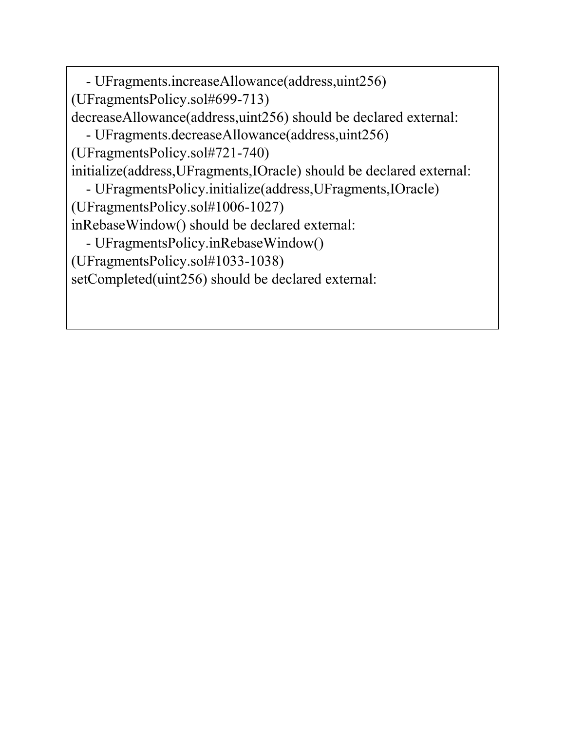```
   - UFragments.increaseAllowance(address,uint256)
(UFragmentsPolicy.sol#699-713)
decreaseAllowance(address,uint256) should be declared external:
   - UFragments.decreaseAllowance(address,uint256)
(UFragmentsPolicy.sol#721-740)
initialize(address,UFragments,IOracle) should be declared external:
   - UFragmentsPolicy.initialize(address,UFragments,IOracle)
(UFragmentsPolicy.sol#1006-1027)
inRebaseWindow() should be declared external:
   - UFragmentsPolicy.inRebaseWindow()
(UFragmentsPolicy.sol#1033-1038)
setCompleted(uint256) should be declared external:
```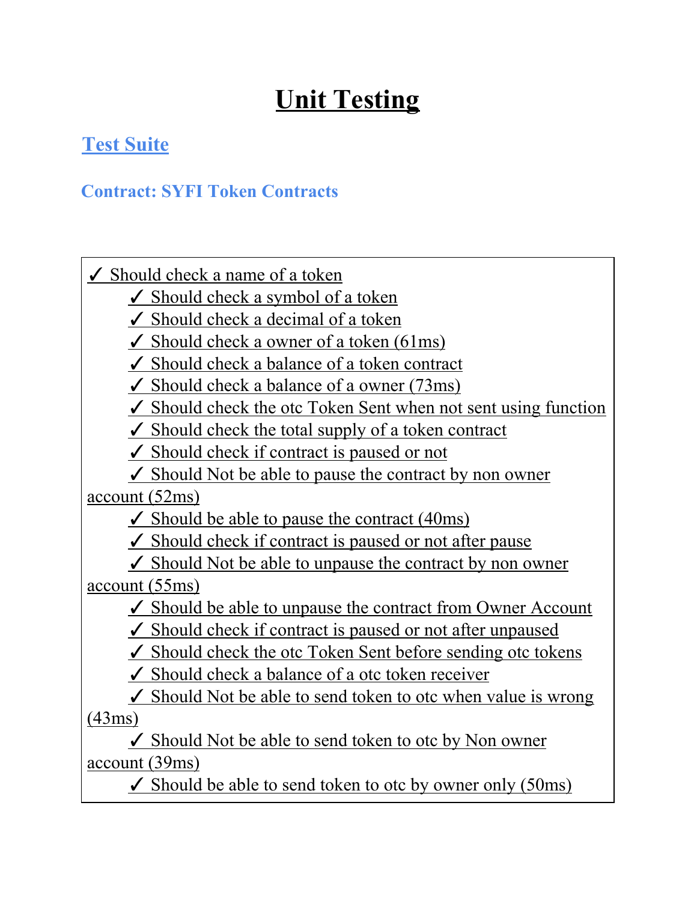# Unit Testing

## Test Suite

### Contract: SYFI Token Contracts

- ✓ Should check a name of a token
- ✓ Should check a symbol of a token
- ✓ Should check a decimal of a token
- ✓ Should check a owner of a token (61ms)
- ✓ Should check a balance of a token contract
- ✓ Should check a balance of a owner (73ms)
- ✓ Should check the otc Token Sent when not sent using function
- ✓ Should check the total supply of a token contract
- ✓ Should check if contract is paused or not
- ✓ Should Not be able to pause the contract by non owner account (52ms)
- ✓ Should be able to pause the contract (40ms)
- ✓ Should check if contract is paused or not after pause
- ✓ Should Not be able to unpause the contract by non owner account (55ms)
- ✓ Should be able to unpause the contract from Owner Account
- ✓ Should check if contract is paused or not after unpaused
- ✓ Should check the otc Token Sent before sending otc tokens
- ✓ Should check a balance of a otc token receiver
- ✓ Should Not be able to send token to otc when value is wrong (43ms)
- ✓ Should Not be able to send token to otc by Non owner account (39ms)
- ✓ Should be able to send token to otc by owner only (50ms)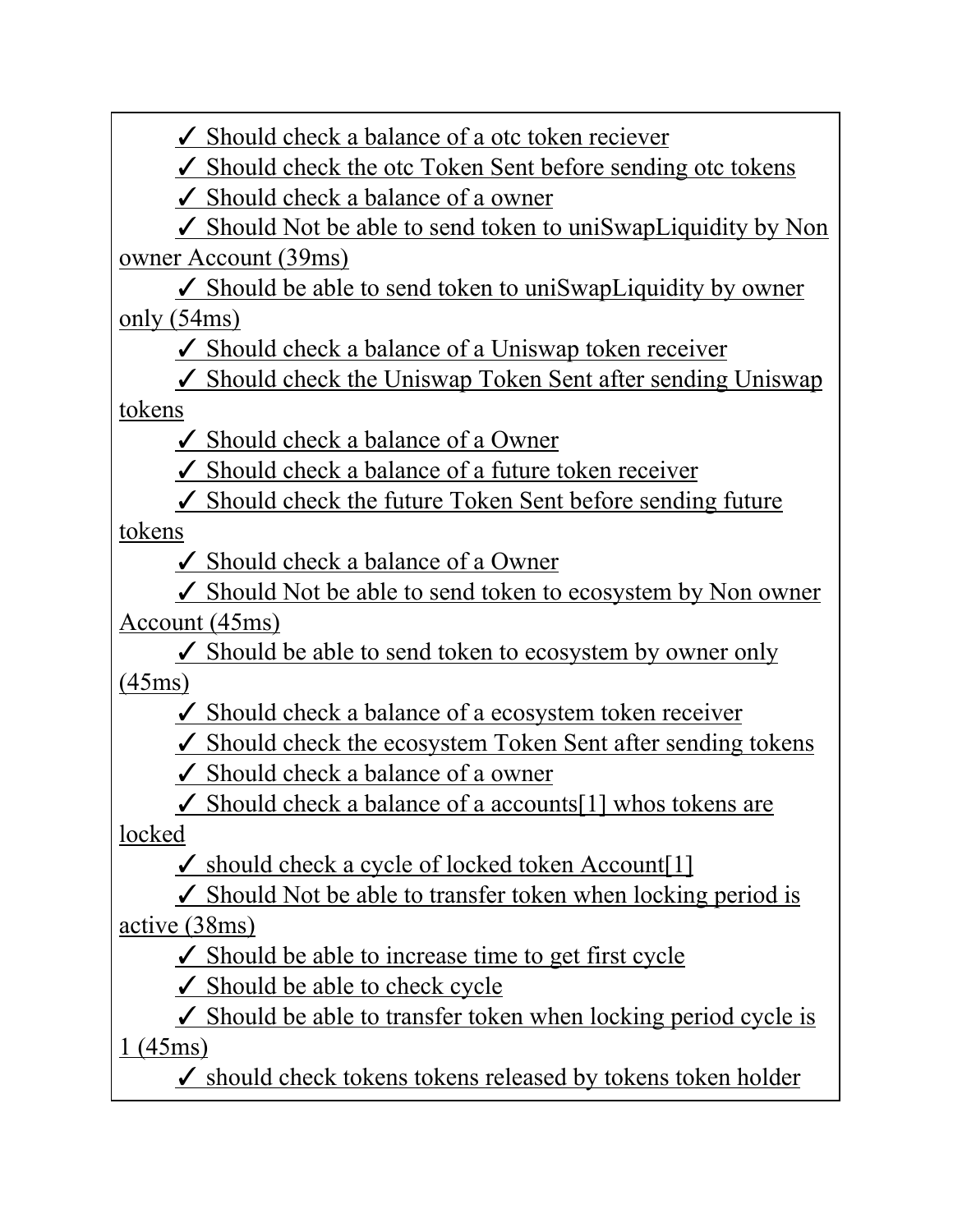✓ Should check a balance of a otc token reciever

✓ Should check the otc Token Sent before sending otc tokens

✓ Should check a balance of a owner

✓ Should Not be able to send token to uniSwapLiquidity by Non owner Account (39ms)

✓ Should be able to send token to uniSwapLiquidity by owner only (54ms)

✓ Should check a balance of a Uniswap token receiver

✓ Should check the Uniswap Token Sent after sending Uniswap tokens

✓ Should check a balance of a Owner

✓ Should check a balance of a future token receiver

✓ Should check the future Token Sent before sending future tokens

✓ Should check a balance of a Owner

✓ Should Not be able to send token to ecosystem by Non owner Account (45ms)

✓ Should be able to send token to ecosystem by owner only (45ms)

✓ Should check a balance of a ecosystem token receiver

✓ Should check the ecosystem Token Sent after sending tokens

✓ Should check a balance of a owner

✓ Should check a balance of a accounts[1] whos tokens are locked

✓ should check a cycle of locked token Account[1]

✓ Should Not be able to transfer token when locking period is active (38ms)

✓ Should be able to increase time to get first cycle

✓ Should be able to check cycle

✓ Should be able to transfer token when locking period cycle is 1 (45ms)

✓ should check tokens tokens released by tokens token holder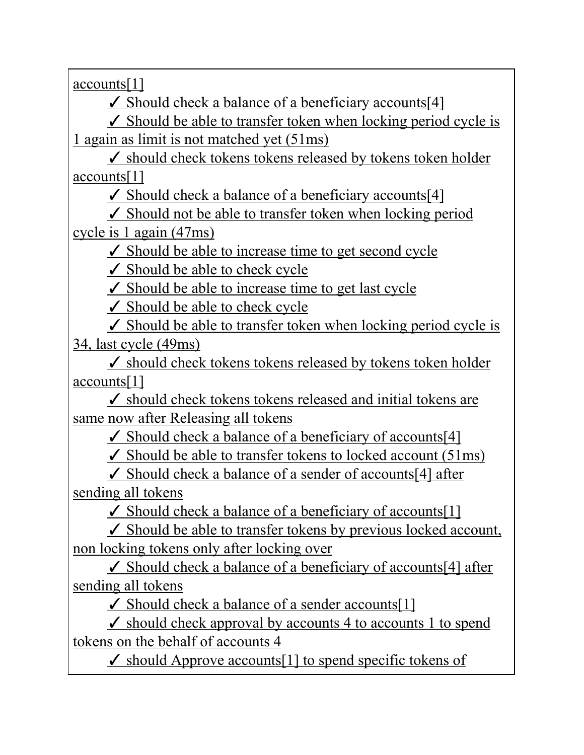accounts[1]

✓ Should check a balance of a beneficiary accounts[4]

✓ Should be able to transfer token when locking period cycle is 1 again as limit is not matched yet (51ms)

✓ should check tokens tokens released by tokens token holder accounts[1]

✓ Should check a balance of a beneficiary accounts[4]

✓ Should not be able to transfer token when locking period cycle is 1 again (47ms)

✓ Should be able to increase time to get second cycle

✓ Should be able to check cycle

✓ Should be able to increase time to get last cycle

✓ Should be able to check cycle

✓ Should be able to transfer token when locking period cycle is 34, last cycle (49ms)

✓ should check tokens tokens released by tokens token holder accounts[1]

✓ should check tokens tokens released and initial tokens are same now after Releasing all tokens

✓ Should check a balance of a beneficiary of accounts[4]

✓ Should be able to transfer tokens to locked account (51ms)

✓ Should check a balance of a sender of accounts[4] after sending all tokens

✓ Should check a balance of a beneficiary of accounts[1]

✓ Should be able to transfer tokens by previous locked account, non locking tokens only after locking over

✓ Should check a balance of a beneficiary of accounts[4] after sending all tokens

✓ Should check a balance of a sender accounts[1]

✓ should check approval by accounts 4 to accounts 1 to spend tokens on the behalf of accounts 4

✓ should Approve accounts[1] to spend specific tokens of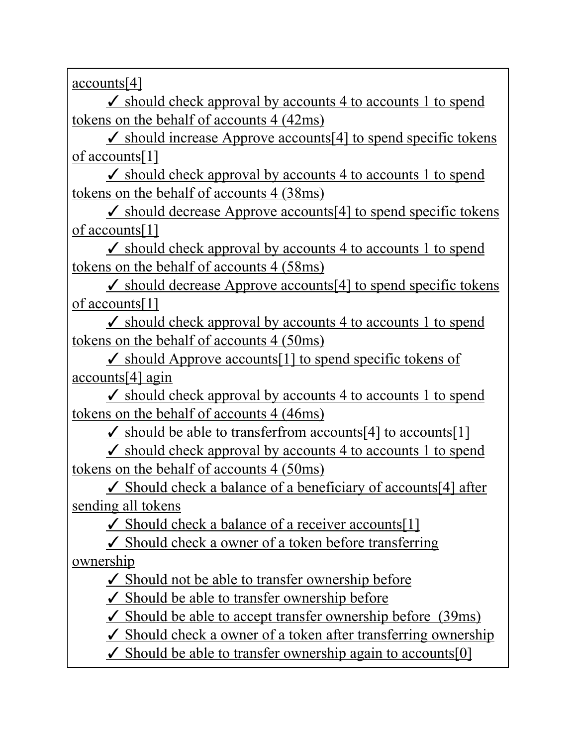accounts[4]

✓ should check approval by accounts 4 to accounts 1 to spend tokens on the behalf of accounts 4 (42ms)

✓ should increase Approve accounts[4] to spend specific tokens of accounts[1]

✓ should check approval by accounts 4 to accounts 1 to spend tokens on the behalf of accounts 4 (38ms)

✓ should decrease Approve accounts[4] to spend specific tokens of accounts[1]

✓ should check approval by accounts 4 to accounts 1 to spend tokens on the behalf of accounts 4 (58ms)

✓ should decrease Approve accounts[4] to spend specific tokens of accounts[1]

✓ should check approval by accounts 4 to accounts 1 to spend tokens on the behalf of accounts 4 (50ms)

✓ should Approve accounts[1] to spend specific tokens of accounts[4] agin

✓ should check approval by accounts 4 to accounts 1 to spend tokens on the behalf of accounts 4 (46ms)

✓ should be able to transferfrom accounts[4] to accounts[1]

✓ should check approval by accounts 4 to accounts 1 to spend tokens on the behalf of accounts 4 (50ms)

✓ Should check a balance of a beneficiary of accounts[4] after sending all tokens

✓ Should check a balance of a receiver accounts[1]

✓ Should check a owner of a token before transferring ownership

✓ Should not be able to transfer ownership before

✓ Should be able to transfer ownership before

✓ Should be able to accept transfer ownership before (39ms)

✓ Should check a owner of a token after transferring ownership

✓ Should be able to transfer ownership again to accounts[0]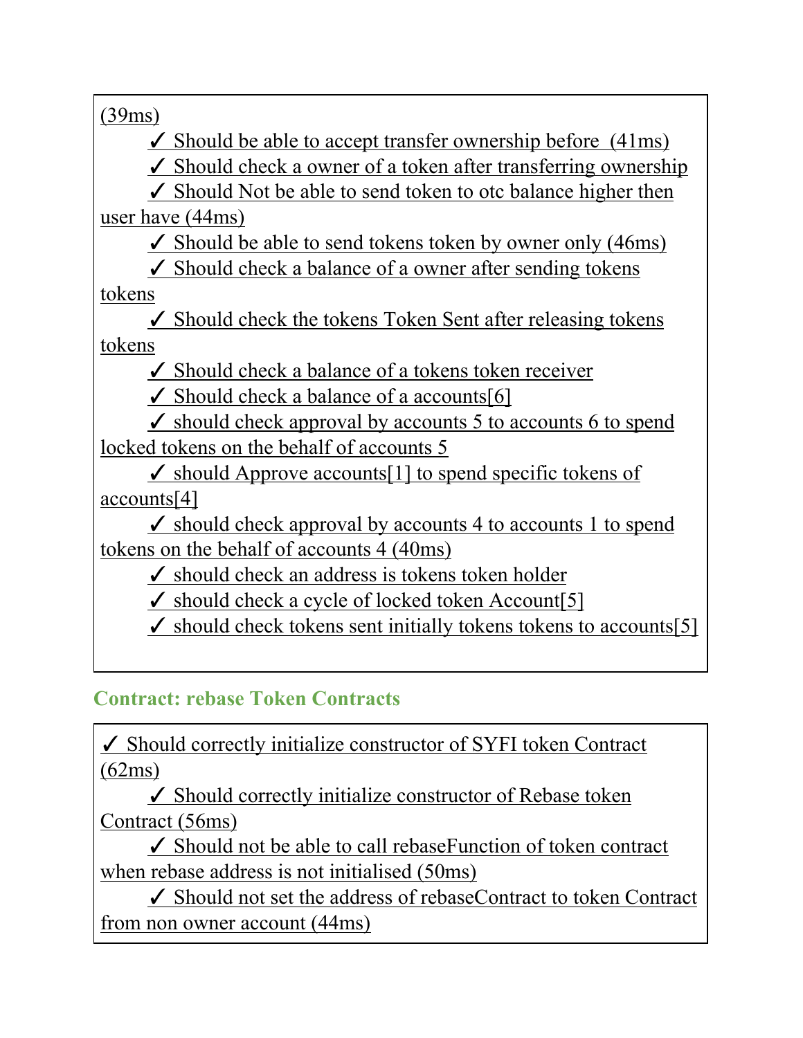(39ms)

✓ Should be able to accept transfer ownership before  (41ms)
✓ Should check a owner of a token after transferring ownership
✓ Should Not be able to send token to otc balance higher then user have (44ms)
✓ Should be able to send tokens token by owner only (46ms)
✓ Should check a balance of a owner after sending tokens tokens
✓ Should check the tokens Token Sent after releasing tokens tokens
✓ Should check a balance of a tokens token receiver
✓ Should check a balance of a accounts[6]
✓ should check approval by accounts 5 to accounts 6 to spend locked tokens on the behalf of accounts 5
✓ should Approve accounts[1] to spend specific tokens of accounts[4]
✓ should check approval by accounts 4 to accounts 1 to spend tokens on the behalf of accounts 4 (40ms)
✓ should check an address is tokens token holder
✓ should check a cycle of locked token Account[5]
✓ should check tokens sent initially tokens tokens to accounts[5]

### Contract: rebase Token Contracts

✓ Should correctly initialize constructor of SYFI token Contract (62ms)
✓ Should correctly initialize constructor of Rebase token Contract (56ms)
✓ Should not be able to call rebaseFunction of token contract when rebase address is not initialised (50ms)
✓ Should not set the address of rebaseContract to token Contract from non owner account (44ms)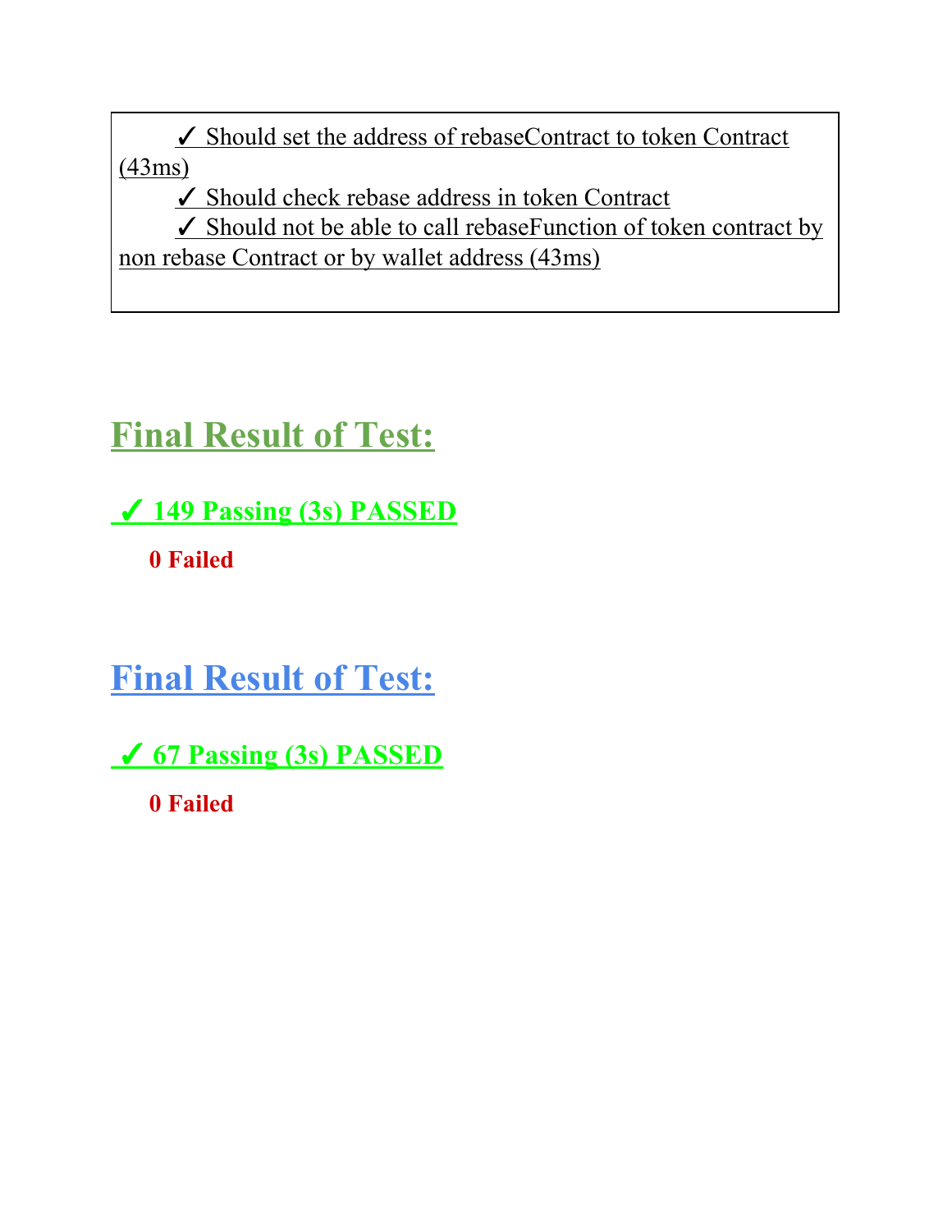✓ Should set the address of rebaseContract to token Contract (43ms)

✓ Should check rebase address in token Contract

✓ Should not be able to call rebaseFunction of token contract by non rebase Contract or by wallet address (43ms)

## Final Result of Test:

**✓ 149 Passing (3s) PASSED**

**0 Failed**

## Final Result of Test:

**✓ 67 Passing (3s) PASSED**

**0 Failed**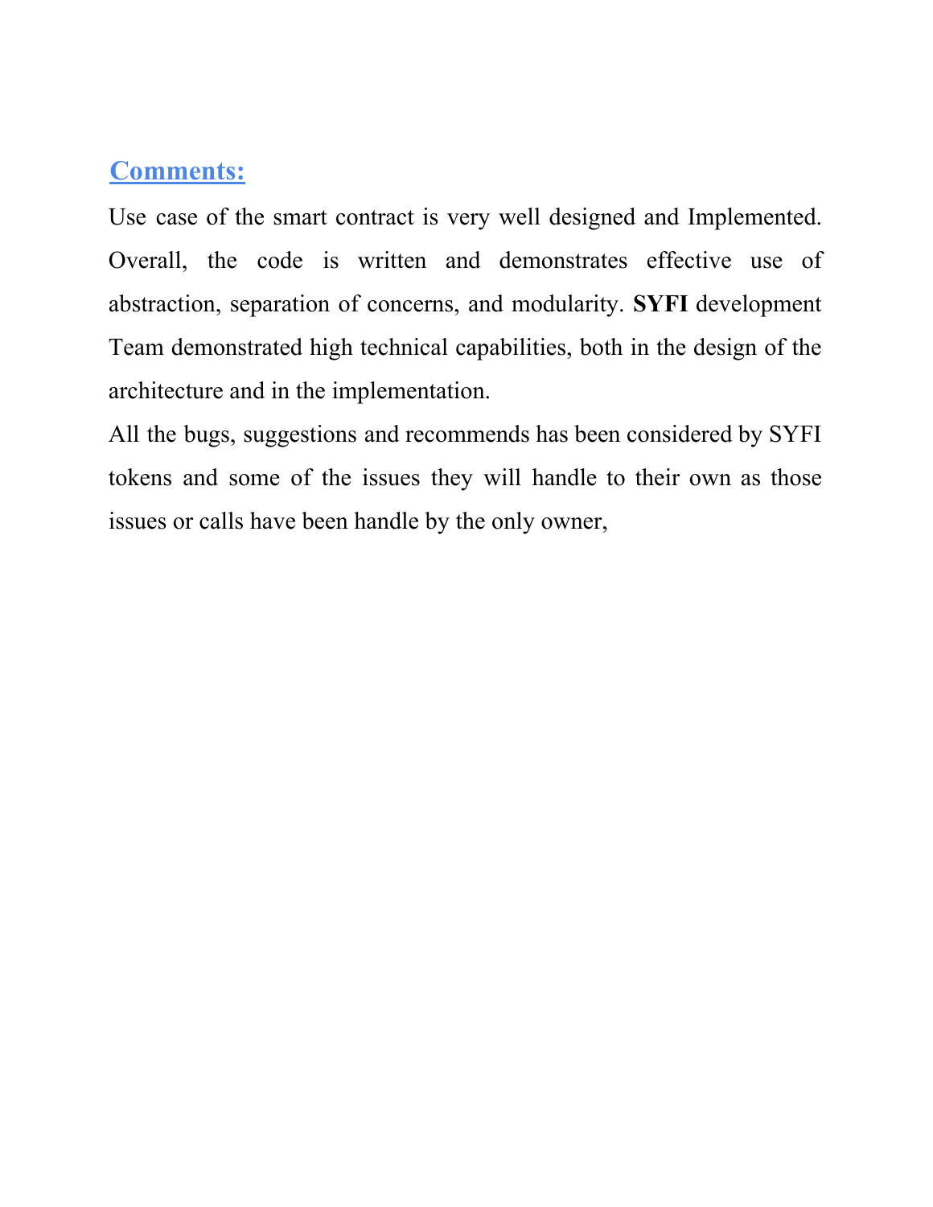## Comments:

Use case of the smart contract is very well designed and Implemented. Overall, the code is written and demonstrates effective use of abstraction, separation of concerns, and modularity. **SYFI** development Team demonstrated high technical capabilities, both in the design of the architecture and in the implementation.

All the bugs, suggestions and recommends has been considered by SYFI tokens and some of the issues they will handle to their own as those issues or calls have been handle by the only owner,